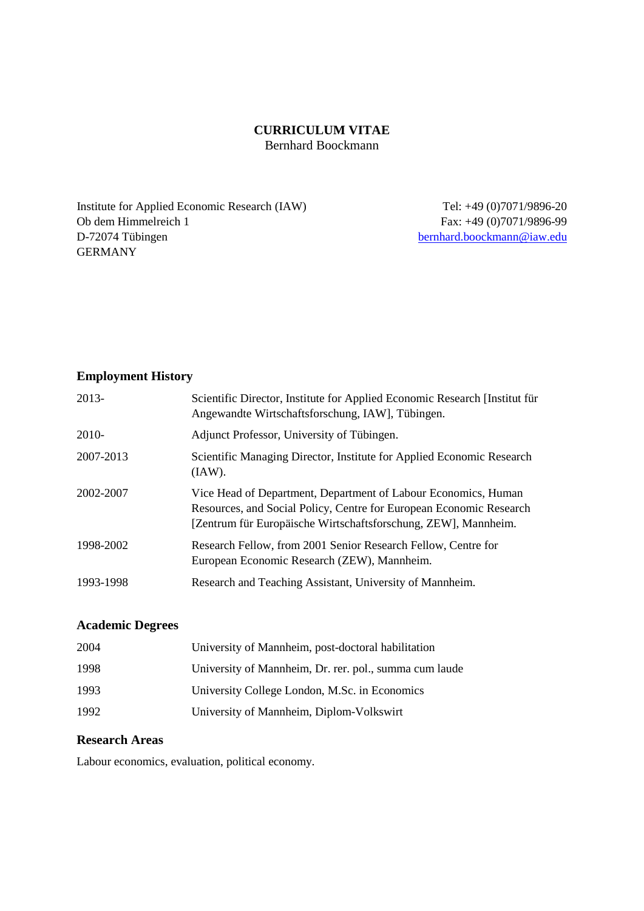# CURRICULUM VITAE

Bernhard Boockmann

Institute for Applied Economic Research (IAW)
Ob dem Himmelreich 1
D-72074 Tübingen
GERMANY

Tel: +49 (0)7071/9896-20
Fax: +49 (0)7071/9896-99
bernhard.boockmann@iaw.edu

## Employment History

| | |
|---|---|
| 2013- | Scientific Director, Institute for Applied Economic Research [Institut für Angewandte Wirtschaftsforschung, IAW], Tübingen. |
| 2010- | Adjunct Professor, University of Tübingen. |
| 2007-2013 | Scientific Managing Director, Institute for Applied Economic Research (IAW). |
| 2002-2007 | Vice Head of Department, Department of Labour Economics, Human Resources, and Social Policy, Centre for European Economic Research [Zentrum für Europäische Wirtschaftsforschung, ZEW], Mannheim. |
| 1998-2002 | Research Fellow, from 2001 Senior Research Fellow, Centre for European Economic Research (ZEW), Mannheim. |
| 1993-1998 | Research and Teaching Assistant, University of Mannheim. |

## Academic Degrees

| | |
|---|---|
| 2004 | University of Mannheim, post-doctoral habilitation |
| 1998 | University of Mannheim, Dr. rer. pol., summa cum laude |
| 1993 | University College London, M.Sc. in Economics |
| 1992 | University of Mannheim, Diplom-Volkswirt |

## Research Areas

Labour economics, evaluation, political economy.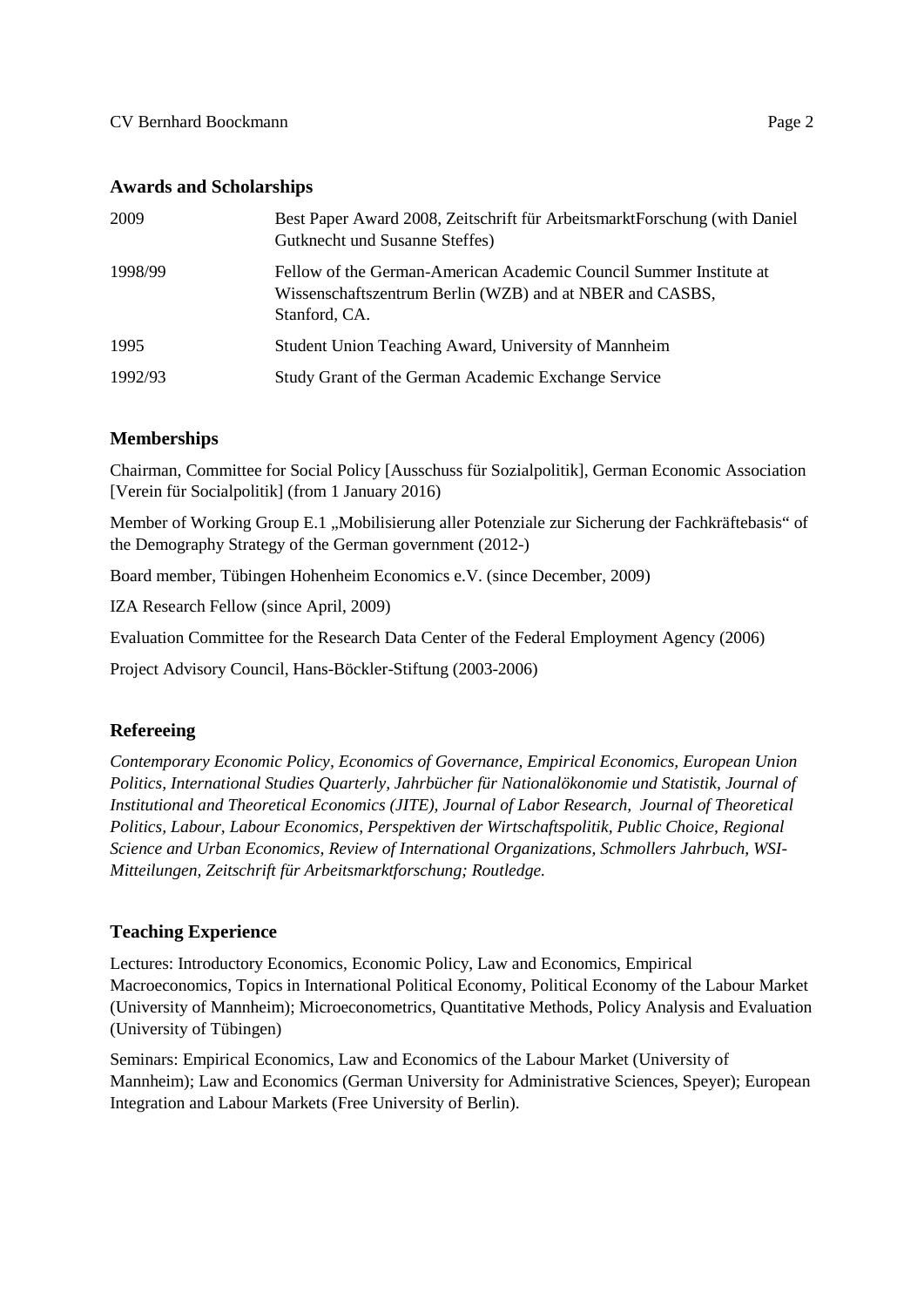## Awards and Scholarships

| | |
|---|---|
| 2009 | Best Paper Award 2008, Zeitschrift für ArbeitsmarktForschung (with Daniel Gutknecht und Susanne Steffes) |
| 1998/99 | Fellow of the German-American Academic Council Summer Institute at Wissenschaftszentrum Berlin (WZB) and at NBER and CASBS, Stanford, CA. |
| 1995 | Student Union Teaching Award, University of Mannheim |
| 1992/93 | Study Grant of the German Academic Exchange Service |

## Memberships

Chairman, Committee for Social Policy [Ausschuss für Sozialpolitik], German Economic Association [Verein für Socialpolitik] (from 1 January 2016)

Member of Working Group E.1 „Mobilisierung aller Potenziale zur Sicherung der Fachkräftebasis" of the Demography Strategy of the German government (2012-)

Board member, Tübingen Hohenheim Economics e.V. (since December, 2009)

IZA Research Fellow (since April, 2009)

Evaluation Committee for the Research Data Center of the Federal Employment Agency (2006)

Project Advisory Council, Hans-Böckler-Stiftung (2003-2006)

## Refereeing

*Contemporary Economic Policy, Economics of Governance, Empirical Economics, European Union Politics, International Studies Quarterly, Jahrbücher für Nationalökonomie und Statistik, Journal of Institutional and Theoretical Economics (JITE), Journal of Labor Research, Journal of Theoretical Politics, Labour, Labour Economics, Perspektiven der Wirtschaftspolitik, Public Choice, Regional Science and Urban Economics, Review of International Organizations, Schmollers Jahrbuch, WSI-Mitteilungen, Zeitschrift für Arbeitsmarktforschung; Routledge.*

## Teaching Experience

Lectures: Introductory Economics, Economic Policy, Law and Economics, Empirical Macroeconomics, Topics in International Political Economy, Political Economy of the Labour Market (University of Mannheim); Microeconometrics, Quantitative Methods, Policy Analysis and Evaluation (University of Tübingen)

Seminars: Empirical Economics, Law and Economics of the Labour Market (University of Mannheim); Law and Economics (German University for Administrative Sciences, Speyer); European Integration and Labour Markets (Free University of Berlin).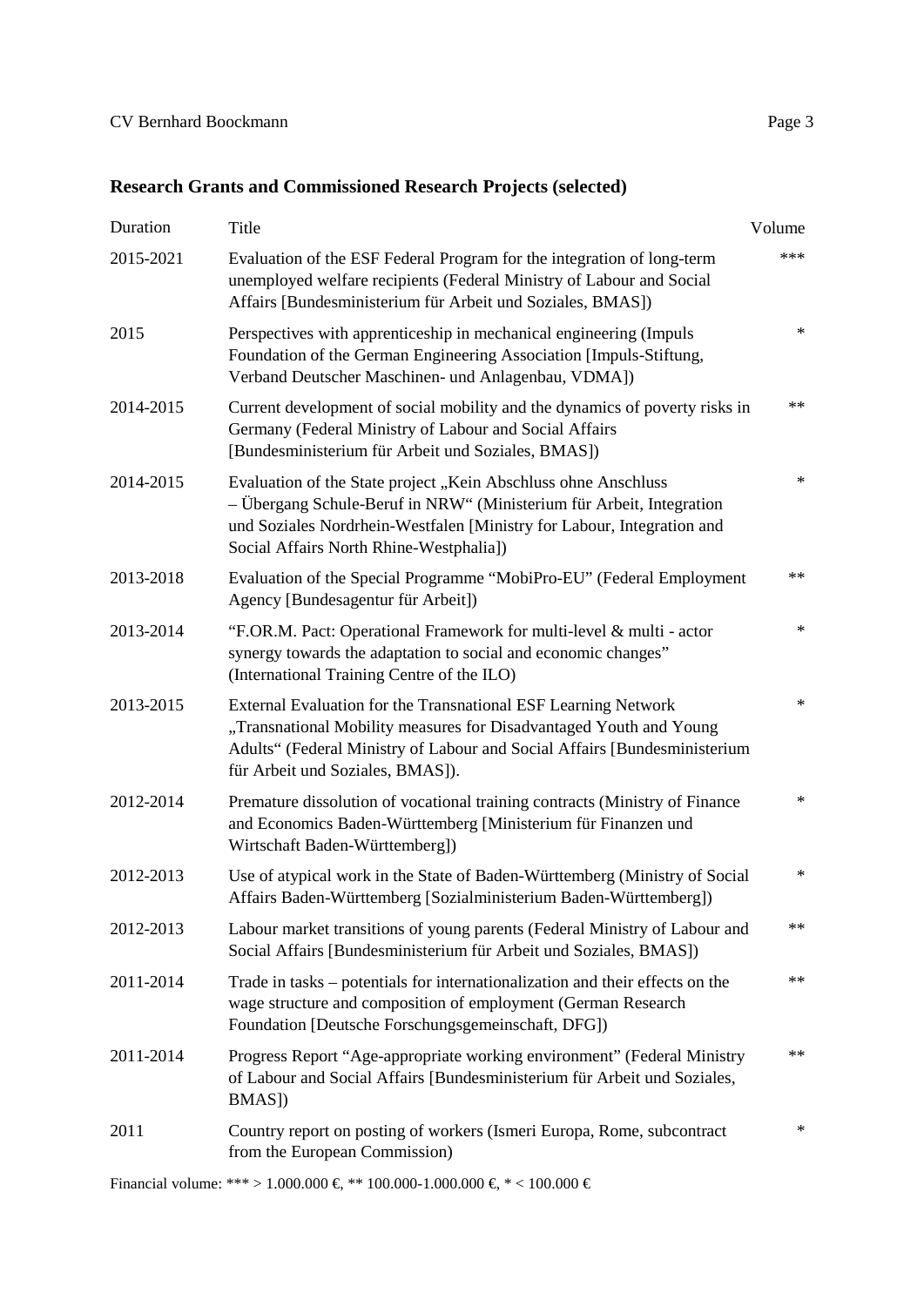## Research Grants and Commissioned Research Projects (selected)

| Duration | Title | Volume |
|---|---|---|
| 2015-2021 | Evaluation of the ESF Federal Program for the integration of long-term unemployed welfare recipients (Federal Ministry of Labour and Social Affairs [Bundesministerium für Arbeit und Soziales, BMAS]) | *** |
| 2015 | Perspectives with apprenticeship in mechanical engineering (Impuls Foundation of the German Engineering Association [Impuls-Stiftung, Verband Deutscher Maschinen- und Anlagenbau, VDMA]) | * |
| 2014-2015 | Current development of social mobility and the dynamics of poverty risks in Germany (Federal Ministry of Labour and Social Affairs [Bundesministerium für Arbeit und Soziales, BMAS]) | ** |
| 2014-2015 | Evaluation of the State project „Kein Abschluss ohne Anschluss – Übergang Schule-Beruf in NRW“ (Ministerium für Arbeit, Integration und Soziales Nordrhein-Westfalen [Ministry for Labour, Integration and Social Affairs North Rhine-Westphalia]) | * |
| 2013-2018 | Evaluation of the Special Programme “MobiPro-EU” (Federal Employment Agency [Bundesagentur für Arbeit]) | ** |
| 2013-2014 | “F.OR.M. Pact: Operational Framework for multi-level & multi - actor synergy towards the adaptation to social and economic changes” (International Training Centre of the ILO) | * |
| 2013-2015 | External Evaluation for the Transnational ESF Learning Network „Transnational Mobility measures for Disadvantaged Youth and Young Adults“ (Federal Ministry of Labour and Social Affairs [Bundesministerium für Arbeit und Soziales, BMAS]). | * |
| 2012-2014 | Premature dissolution of vocational training contracts (Ministry of Finance and Economics Baden-Württemberg [Ministerium für Finanzen und Wirtschaft Baden-Württemberg]) | * |
| 2012-2013 | Use of atypical work in the State of Baden-Württemberg (Ministry of Social Affairs Baden-Württemberg [Sozialministerium Baden-Württemberg]) | * |
| 2012-2013 | Labour market transitions of young parents (Federal Ministry of Labour and Social Affairs [Bundesministerium für Arbeit und Soziales, BMAS]) | ** |
| 2011-2014 | Trade in tasks – potentials for internationalization and their effects on the wage structure and composition of employment (German Research Foundation [Deutsche Forschungsgemeinschaft, DFG]) | ** |
| 2011-2014 | Progress Report “Age-appropriate working environment” (Federal Ministry of Labour and Social Affairs [Bundesministerium für Arbeit und Soziales, BMAS]) | ** |
| 2011 | Country report on posting of workers (Ismeri Europa, Rome, subcontract from the European Commission) | * |

Financial volume: *** > 1.000.000 €, ** 100.000-1.000.000 €, * < 100.000 €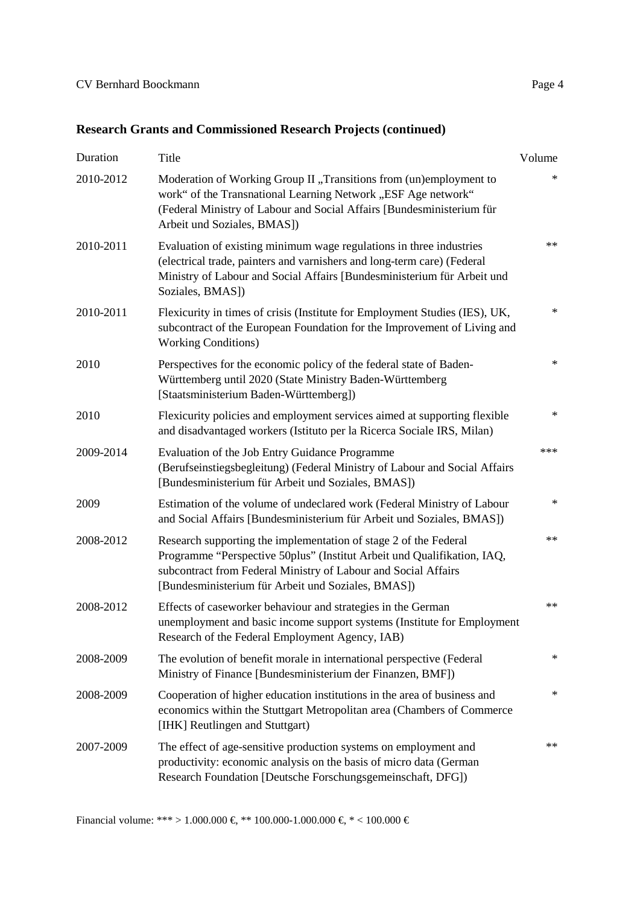## Research Grants and Commissioned Research Projects (continued)

| Duration | Title | Volume |
|---|---|---|
| 2010-2012 | Moderation of Working Group II „Transitions from (un)employment to work“ of the Transnational Learning Network „ESF Age network“ (Federal Ministry of Labour and Social Affairs [Bundesministerium für Arbeit und Soziales, BMAS]) | * |
| 2010-2011 | Evaluation of existing minimum wage regulations in three industries (electrical trade, painters and varnishers and long-term care) (Federal Ministry of Labour and Social Affairs [Bundesministerium für Arbeit und Soziales, BMAS]) | ** |
| 2010-2011 | Flexicurity in times of crisis (Institute for Employment Studies (IES), UK, subcontract of the European Foundation for the Improvement of Living and Working Conditions) | * |
| 2010 | Perspectives for the economic policy of the federal state of Baden-Württemberg until 2020 (State Ministry Baden-Württemberg [Staatsministerium Baden-Württemberg]) | * |
| 2010 | Flexicurity policies and employment services aimed at supporting flexible and disadvantaged workers (Istituto per la Ricerca Sociale IRS, Milan) | * |
| 2009-2014 | Evaluation of the Job Entry Guidance Programme (Berufseinstiegsbegleitung) (Federal Ministry of Labour and Social Affairs [Bundesministerium für Arbeit und Soziales, BMAS]) | *** |
| 2009 | Estimation of the volume of undeclared work (Federal Ministry of Labour and Social Affairs [Bundesministerium für Arbeit und Soziales, BMAS]) | * |
| 2008-2012 | Research supporting the implementation of stage 2 of the Federal Programme “Perspective 50plus” (Institut Arbeit und Qualifikation, IAQ, subcontract from Federal Ministry of Labour and Social Affairs [Bundesministerium für Arbeit und Soziales, BMAS]) | ** |
| 2008-2012 | Effects of caseworker behaviour and strategies in the German unemployment and basic income support systems (Institute for Employment Research of the Federal Employment Agency, IAB) | ** |
| 2008-2009 | The evolution of benefit morale in international perspective (Federal Ministry of Finance [Bundesministerium der Finanzen, BMF]) | * |
| 2008-2009 | Cooperation of higher education institutions in the area of business and economics within the Stuttgart Metropolitan area (Chambers of Commerce [IHK] Reutlingen and Stuttgart) | * |
| 2007-2009 | The effect of age-sensitive production systems on employment and productivity: economic analysis on the basis of micro data (German Research Foundation [Deutsche Forschungsgemeinschaft, DFG]) | ** |

Financial volume: *** > 1.000.000 €, ** 100.000-1.000.000 €, * < 100.000 €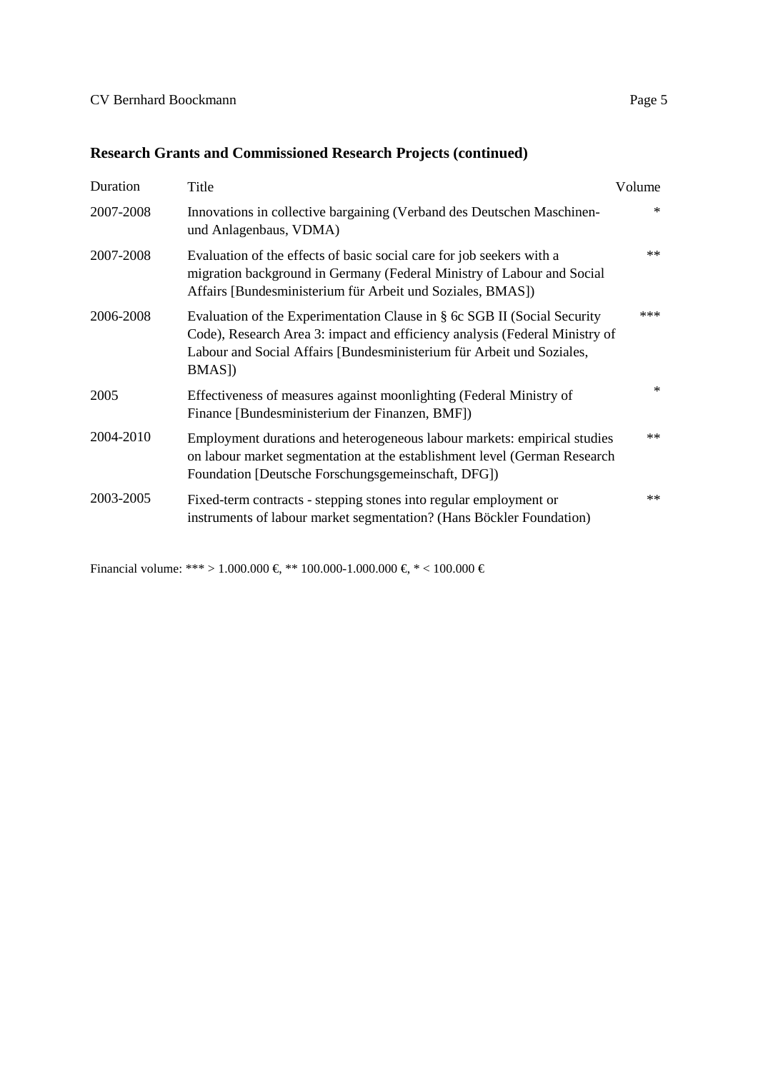## Research Grants and Commissioned Research Projects (continued)

| Duration | Title | Volume |
|---|---|---|
| 2007-2008 | Innovations in collective bargaining (Verband des Deutschen Maschinen- und Anlagenbaus, VDMA) | * |
| 2007-2008 | Evaluation of the effects of basic social care for job seekers with a migration background in Germany (Federal Ministry of Labour and Social Affairs [Bundesministerium für Arbeit und Soziales, BMAS]) | ** |
| 2006-2008 | Evaluation of the Experimentation Clause in § 6c SGB II (Social Security Code), Research Area 3: impact and efficiency analysis (Federal Ministry of Labour and Social Affairs [Bundesministerium für Arbeit und Soziales, BMAS]) | *** |
| 2005 | Effectiveness of measures against moonlighting (Federal Ministry of Finance [Bundesministerium der Finanzen, BMF]) | * |
| 2004-2010 | Employment durations and heterogeneous labour markets: empirical studies on labour market segmentation at the establishment level (German Research Foundation [Deutsche Forschungsgemeinschaft, DFG]) | ** |
| 2003-2005 | Fixed-term contracts - stepping stones into regular employment or instruments of labour market segmentation? (Hans Böckler Foundation) | ** |

Financial volume: *** > 1.000.000 €, ** 100.000-1.000.000 €, * < 100.000 €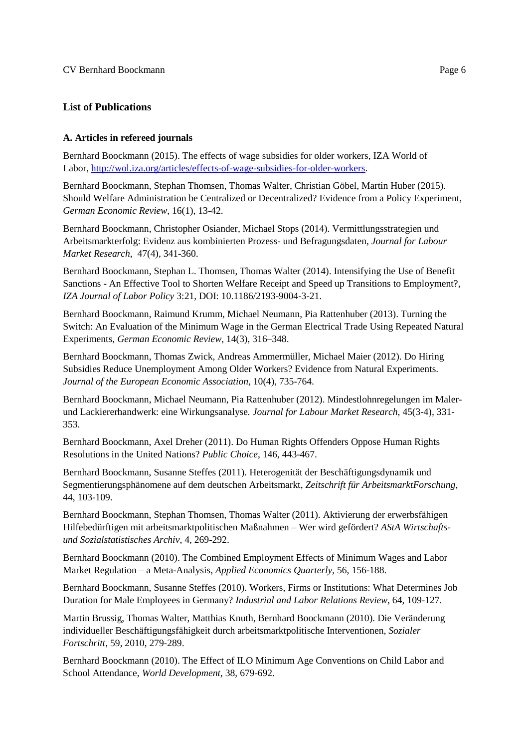## List of Publications

### A. Articles in refereed journals

Bernhard Boockmann (2015). The effects of wage subsidies for older workers, IZA World of Labor, [http://wol.iza.org/articles/effects-of-wage-subsidies-for-older-workers](http://wol.iza.org/articles/effects-of-wage-subsidies-for-older-workers).

Bernhard Boockmann, Stephan Thomsen, Thomas Walter, Christian Göbel, Martin Huber (2015). Should Welfare Administration be Centralized or Decentralized? Evidence from a Policy Experiment, *German Economic Review*, 16(1), 13-42.

Bernhard Boockmann, Christopher Osiander, Michael Stops (2014). Vermittlungsstrategien und Arbeitsmarkterfolg: Evidenz aus kombinierten Prozess- und Befragungsdaten, *Journal for Labour Market Research*, 47(4), 341-360.

Bernhard Boockmann, Stephan L. Thomsen, Thomas Walter (2014). Intensifying the Use of Benefit Sanctions - An Effective Tool to Shorten Welfare Receipt and Speed up Transitions to Employment?, *IZA Journal of Labor Policy* 3:21, DOI: 10.1186/2193-9004-3-21.

Bernhard Boockmann, Raimund Krumm, Michael Neumann, Pia Rattenhuber (2013). Turning the Switch: An Evaluation of the Minimum Wage in the German Electrical Trade Using Repeated Natural Experiments, *German Economic Review*, 14(3), 316–348.

Bernhard Boockmann, Thomas Zwick, Andreas Ammermüller, Michael Maier (2012). Do Hiring Subsidies Reduce Unemployment Among Older Workers? Evidence from Natural Experiments. *Journal of the European Economic Association*, 10(4), 735-764.

Bernhard Boockmann, Michael Neumann, Pia Rattenhuber (2012). Mindestlohnregelungen im Maler- und Lackiererhandwerk: eine Wirkungsanalyse. *Journal for Labour Market Research*, 45(3-4), 331-353.

Bernhard Boockmann, Axel Dreher (2011). Do Human Rights Offenders Oppose Human Rights Resolutions in the United Nations? *Public Choice*, 146, 443-467.

Bernhard Boockmann, Susanne Steffes (2011). Heterogenität der Beschäftigungsdynamik und Segmentierungsphänomene auf dem deutschen Arbeitsmarkt, *Zeitschrift für ArbeitsmarktForschung*, 44, 103-109.

Bernhard Boockmann, Stephan Thomsen, Thomas Walter (2011). Aktivierung der erwerbsfähigen Hilfebedürftigen mit arbeitsmarktpolitischen Maßnahmen – Wer wird gefördert? *AStA Wirtschafts- und Sozialstatistisches Archiv*, 4, 269-292.

Bernhard Boockmann (2010). The Combined Employment Effects of Minimum Wages and Labor Market Regulation – a Meta-Analysis, *Applied Economics Quarterly*, 56, 156-188.

Bernhard Boockmann, Susanne Steffes (2010). Workers, Firms or Institutions: What Determines Job Duration for Male Employees in Germany? *Industrial and Labor Relations Review*, 64, 109-127.

Martin Brussig, Thomas Walter, Matthias Knuth, Bernhard Boockmann (2010). Die Veränderung individueller Beschäftigungsfähigkeit durch arbeitsmarktpolitische Interventionen, *Sozialer Fortschritt*, 59, 2010, 279-289.

Bernhard Boockmann (2010). The Effect of ILO Minimum Age Conventions on Child Labor and School Attendance, *World Development*, 38, 679-692.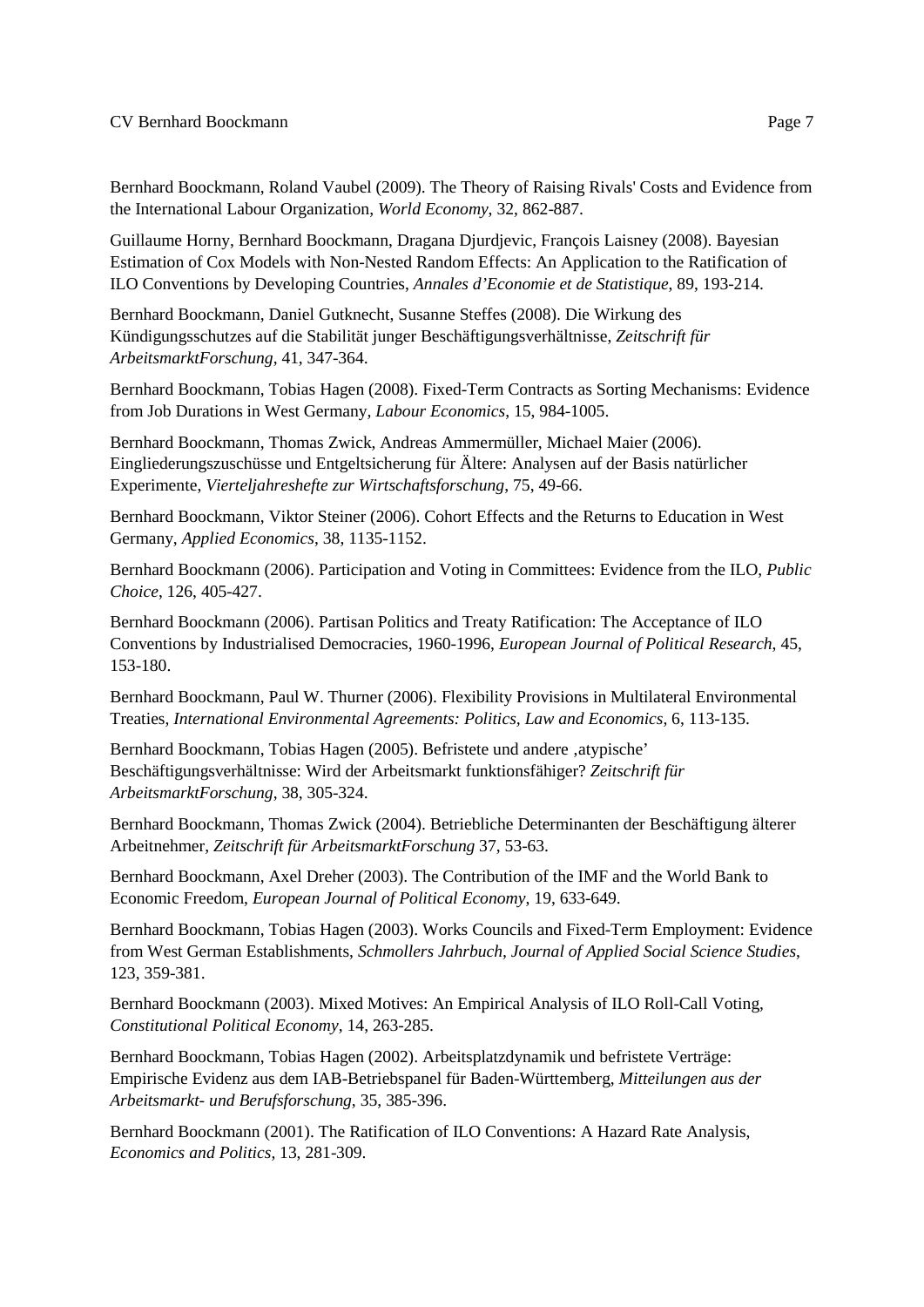Bernhard Boockmann, Roland Vaubel (2009). The Theory of Raising Rivals' Costs and Evidence from the International Labour Organization, *World Economy*, 32, 862-887.

Guillaume Horny, Bernhard Boockmann, Dragana Djurdjevic, François Laisney (2008). Bayesian Estimation of Cox Models with Non-Nested Random Effects: An Application to the Ratification of ILO Conventions by Developing Countries, *Annales d'Economie et de Statistique*, 89, 193-214.

Bernhard Boockmann, Daniel Gutknecht, Susanne Steffes (2008). Die Wirkung des Kündigungsschutzes auf die Stabilität junger Beschäftigungsverhältnisse, *Zeitschrift für ArbeitsmarktForschung*, 41, 347-364.

Bernhard Boockmann, Tobias Hagen (2008). Fixed-Term Contracts as Sorting Mechanisms: Evidence from Job Durations in West Germany, *Labour Economics*, 15, 984-1005.

Bernhard Boockmann, Thomas Zwick, Andreas Ammermüller, Michael Maier (2006). Eingliederungszuschüsse und Entgeltsicherung für Ältere: Analysen auf der Basis natürlicher Experimente, *Vierteljahreshefte zur Wirtschaftsforschung*, 75, 49-66.

Bernhard Boockmann, Viktor Steiner (2006). Cohort Effects and the Returns to Education in West Germany, *Applied Economics*, 38, 1135-1152.

Bernhard Boockmann (2006). Participation and Voting in Committees: Evidence from the ILO, *Public Choice*, 126, 405-427.

Bernhard Boockmann (2006). Partisan Politics and Treaty Ratification: The Acceptance of ILO Conventions by Industrialised Democracies, 1960-1996, *European Journal of Political Research*, 45, 153-180.

Bernhard Boockmann, Paul W. Thurner (2006). Flexibility Provisions in Multilateral Environmental Treaties, *International Environmental Agreements: Politics, Law and Economics*, 6, 113-135.

Bernhard Boockmann, Tobias Hagen (2005). Befristete und andere ‚atypische' Beschäftigungsverhältnisse: Wird der Arbeitsmarkt funktionsfähiger? *Zeitschrift für ArbeitsmarktForschung*, 38, 305-324.

Bernhard Boockmann, Thomas Zwick (2004). Betriebliche Determinanten der Beschäftigung älterer Arbeitnehmer, *Zeitschrift für ArbeitsmarktForschung* 37, 53-63.

Bernhard Boockmann, Axel Dreher (2003). The Contribution of the IMF and the World Bank to Economic Freedom, *European Journal of Political Economy*, 19, 633-649.

Bernhard Boockmann, Tobias Hagen (2003). Works Councils and Fixed-Term Employment: Evidence from West German Establishments, *Schmollers Jahrbuch, Journal of Applied Social Science Studies*, 123, 359-381.

Bernhard Boockmann (2003). Mixed Motives: An Empirical Analysis of ILO Roll-Call Voting, *Constitutional Political Economy*, 14, 263-285.

Bernhard Boockmann, Tobias Hagen (2002). Arbeitsplatzdynamik und befristete Verträge: Empirische Evidenz aus dem IAB-Betriebspanel für Baden-Württemberg, *Mitteilungen aus der Arbeitsmarkt- und Berufsforschung*, 35, 385-396.

Bernhard Boockmann (2001). The Ratification of ILO Conventions: A Hazard Rate Analysis, *Economics and Politics*, 13, 281-309.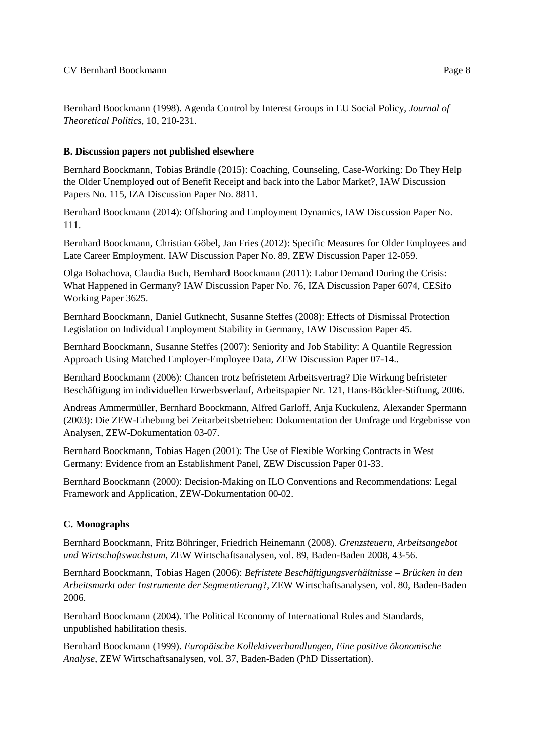Bernhard Boockmann (1998). Agenda Control by Interest Groups in EU Social Policy, *Journal of Theoretical Politics*, 10, 210-231.

**B. Discussion papers not published elsewhere**

Bernhard Boockmann, Tobias Brändle (2015): Coaching, Counseling, Case-Working: Do They Help the Older Unemployed out of Benefit Receipt and back into the Labor Market?, IAW Discussion Papers No. 115, IZA Discussion Paper No. 8811.

Bernhard Boockmann (2014): Offshoring and Employment Dynamics, IAW Discussion Paper No. 111.

Bernhard Boockmann, Christian Göbel, Jan Fries (2012): Specific Measures for Older Employees and Late Career Employment. IAW Discussion Paper No. 89, ZEW Discussion Paper 12-059.

Olga Bohachova, Claudia Buch, Bernhard Boockmann (2011): Labor Demand During the Crisis: What Happened in Germany? IAW Discussion Paper No. 76, IZA Discussion Paper 6074, CESifo Working Paper 3625.

Bernhard Boockmann, Daniel Gutknecht, Susanne Steffes (2008): Effects of Dismissal Protection Legislation on Individual Employment Stability in Germany, IAW Discussion Paper 45.

Bernhard Boockmann, Susanne Steffes (2007): Seniority and Job Stability: A Quantile Regression Approach Using Matched Employer-Employee Data, ZEW Discussion Paper 07-14..

Bernhard Boockmann (2006): Chancen trotz befristetem Arbeitsvertrag? Die Wirkung befristeter Beschäftigung im individuellen Erwerbsverlauf, Arbeitspapier Nr. 121, Hans-Böckler-Stiftung, 2006.

Andreas Ammermüller, Bernhard Boockmann, Alfred Garloff, Anja Kuckulenz, Alexander Spermann (2003): Die ZEW-Erhebung bei Zeitarbeitsbetrieben: Dokumentation der Umfrage und Ergebnisse von Analysen, ZEW-Dokumentation 03-07.

Bernhard Boockmann, Tobias Hagen (2001): The Use of Flexible Working Contracts in West Germany: Evidence from an Establishment Panel, ZEW Discussion Paper 01-33.

Bernhard Boockmann (2000): Decision-Making on ILO Conventions and Recommendations: Legal Framework and Application, ZEW-Dokumentation 00-02.

**C. Monographs**

Bernhard Boockmann, Fritz Böhringer, Friedrich Heinemann (2008). *Grenzsteuern, Arbeitsangebot und Wirtschaftswachstum*, ZEW Wirtschaftsanalysen, vol. 89, Baden-Baden 2008, 43-56.

Bernhard Boockmann, Tobias Hagen (2006): *Befristete Beschäftigungsverhältnisse – Brücken in den Arbeitsmarkt oder Instrumente der Segmentierung*?, ZEW Wirtschaftsanalysen, vol. 80, Baden-Baden 2006.

Bernhard Boockmann (2004). The Political Economy of International Rules and Standards, unpublished habilitation thesis.

Bernhard Boockmann (1999). *Europäische Kollektivverhandlungen, Eine positive ökonomische Analyse*, ZEW Wirtschaftsanalysen, vol. 37, Baden-Baden (PhD Dissertation).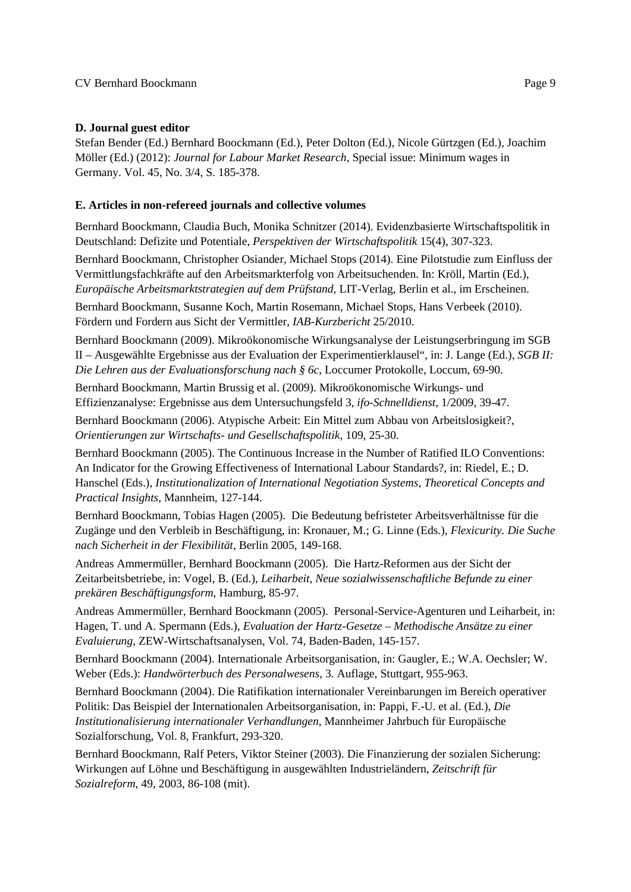**D. Journal guest editor**

Stefan Bender (Ed.) Bernhard Boockmann (Ed.), Peter Dolton (Ed.), Nicole Gürtzgen (Ed.), Joachim Möller (Ed.) (2012): *Journal for Labour Market Research*, Special issue: Minimum wages in Germany. Vol. 45, No. 3/4, S. 185-378.

**E. Articles in non-refereed journals and collective volumes**

Bernhard Boockmann, Claudia Buch, Monika Schnitzer (2014). Evidenzbasierte Wirtschaftspolitik in Deutschland: Defizite und Potentiale, *Perspektiven der Wirtschaftspolitik* 15(4), 307-323.

Bernhard Boockmann, Christopher Osiander, Michael Stops (2014). Eine Pilotstudie zum Einfluss der Vermittlungsfachkräfte auf den Arbeitsmarkterfolg von Arbeitsuchenden. In: Kröll, Martin (Ed.), *Europäische Arbeitsmarktstrategien auf dem Prüfstand*, LIT-Verlag, Berlin et al., im Erscheinen.

Bernhard Boockmann, Susanne Koch, Martin Rosemann, Michael Stops, Hans Verbeek (2010). Fördern und Fordern aus Sicht der Vermittler, *IAB-Kurzbericht* 25/2010.

Bernhard Boockmann (2009). Mikroökonomische Wirkungsanalyse der Leistungserbringung im SGB II – Ausgewählte Ergebnisse aus der Evaluation der Experimentierklausel", in: J. Lange (Ed.), *SGB II: Die Lehren aus der Evaluationsforschung nach § 6c*, Loccumer Protokolle, Loccum, 69-90.

Bernhard Boockmann, Martin Brussig et al. (2009). Mikroökonomische Wirkungs- und Effizienzanalyse: Ergebnisse aus dem Untersuchungsfeld 3, *ifo-Schnelldienst*, 1/2009, 39-47.

Bernhard Boockmann (2006). Atypische Arbeit: Ein Mittel zum Abbau von Arbeitslosigkeit?, *Orientierungen zur Wirtschafts- und Gesellschaftspolitik*, 109, 25-30.

Bernhard Boockmann (2005). The Continuous Increase in the Number of Ratified ILO Conventions: An Indicator for the Growing Effectiveness of International Labour Standards?, in: Riedel, E.; D. Hanschel (Eds.), *Institutionalization of International Negotiation Systems, Theoretical Concepts and Practical Insights*, Mannheim, 127-144.

Bernhard Boockmann, Tobias Hagen (2005). Die Bedeutung befristeter Arbeitsverhältnisse für die Zugänge und den Verbleib in Beschäftigung, in: Kronauer, M.; G. Linne (Eds.), *Flexicurity. Die Suche nach Sicherheit in der Flexibilität*, Berlin 2005, 149-168.

Andreas Ammermüller, Bernhard Boockmann (2005). Die Hartz-Reformen aus der Sicht der Zeitarbeitsbetriebe, in: Vogel, B. (Ed.), *Leiharbeit, Neue sozialwissenschaftliche Befunde zu einer prekären Beschäftigungsform*, Hamburg, 85-97.

Andreas Ammermüller, Bernhard Boockmann (2005). Personal-Service-Agenturen und Leiharbeit, in: Hagen, T. und A. Spermann (Eds.), *Evaluation der Hartz-Gesetze – Methodische Ansätze zu einer Evaluierung*, ZEW-Wirtschaftsanalysen, Vol. 74, Baden-Baden, 145-157.

Bernhard Boockmann (2004). Internationale Arbeitsorganisation, in: Gaugler, E.; W.A. Oechsler; W. Weber (Eds.): *Handwörterbuch des Personalwesens*, 3. Auflage, Stuttgart, 955-963.

Bernhard Boockmann (2004). Die Ratifikation internationaler Vereinbarungen im Bereich operativer Politik: Das Beispiel der Internationalen Arbeitsorganisation, in: Pappi, F.-U. et al. (Ed.), *Die Institutionalisierung internationaler Verhandlungen*, Mannheimer Jahrbuch für Europäische Sozialforschung, Vol. 8, Frankfurt, 293-320.

Bernhard Boockmann, Ralf Peters, Viktor Steiner (2003). Die Finanzierung der sozialen Sicherung: Wirkungen auf Löhne und Beschäftigung in ausgewählten Industrieländern, *Zeitschrift für Sozialreform*, 49, 2003, 86-108 (mit).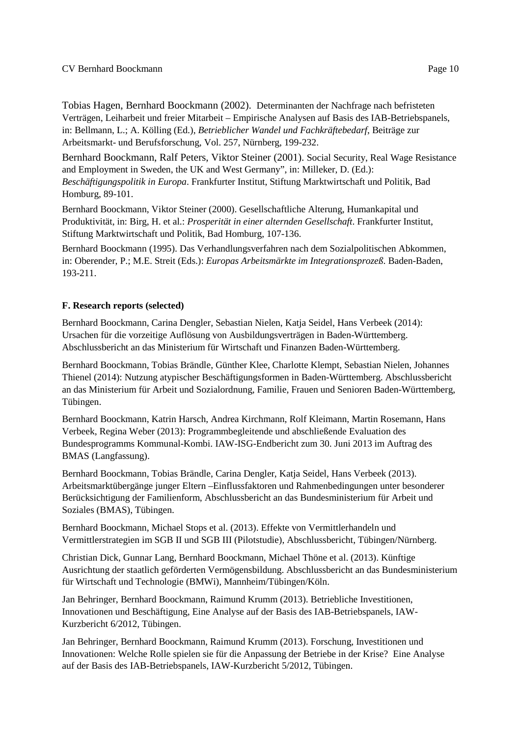Tobias Hagen, Bernhard Boockmann (2002). Determinanten der Nachfrage nach befristeten Verträgen, Leiharbeit und freier Mitarbeit – Empirische Analysen auf Basis des IAB-Betriebspanels, in: Bellmann, L.; A. Kölling (Ed.), *Betrieblicher Wandel und Fachkräftebedarf*, Beiträge zur Arbeitsmarkt- und Berufsforschung, Vol. 257, Nürnberg, 199-232.

Bernhard Boockmann, Ralf Peters, Viktor Steiner (2001). Social Security, Real Wage Resistance and Employment in Sweden, the UK and West Germany", in: Milleker, D. (Ed.): *Beschäftigungspolitik in Europa*. Frankfurter Institut, Stiftung Marktwirtschaft und Politik, Bad Homburg, 89-101.

Bernhard Boockmann, Viktor Steiner (2000). Gesellschaftliche Alterung, Humankapital und Produktivität, in: Birg, H. et al.: *Prosperität in einer alternden Gesellschaft*. Frankfurter Institut, Stiftung Marktwirtschaft und Politik, Bad Homburg, 107-136.

Bernhard Boockmann (1995). Das Verhandlungsverfahren nach dem Sozialpolitischen Abkommen, in: Oberender, P.; M.E. Streit (Eds.): *Europas Arbeitsmärkte im Integrationsprozeß*. Baden-Baden, 193-211.

**F. Research reports (selected)**

Bernhard Boockmann, Carina Dengler, Sebastian Nielen, Katja Seidel, Hans Verbeek (2014): Ursachen für die vorzeitige Auflösung von Ausbildungsverträgen in Baden-Württemberg. Abschlussbericht an das Ministerium für Wirtschaft und Finanzen Baden-Württemberg.

Bernhard Boockmann, Tobias Brändle, Günther Klee, Charlotte Klempt, Sebastian Nielen, Johannes Thienel (2014): Nutzung atypischer Beschäftigungsformen in Baden-Württemberg. Abschlussbericht an das Ministerium für Arbeit und Sozialordnung, Familie, Frauen und Senioren Baden-Württemberg, Tübingen.

Bernhard Boockmann, Katrin Harsch, Andrea Kirchmann, Rolf Kleimann, Martin Rosemann, Hans Verbeek, Regina Weber (2013): Programmbegleitende und abschließende Evaluation des Bundesprogramms Kommunal-Kombi. IAW-ISG-Endbericht zum 30. Juni 2013 im Auftrag des BMAS (Langfassung).

Bernhard Boockmann, Tobias Brändle, Carina Dengler, Katja Seidel, Hans Verbeek (2013). Arbeitsmarktübergänge junger Eltern –Einflussfaktoren und Rahmenbedingungen unter besonderer Berücksichtigung der Familienform, Abschlussbericht an das Bundesministerium für Arbeit und Soziales (BMAS), Tübingen.

Bernhard Boockmann, Michael Stops et al. (2013). Effekte von Vermittlerhandeln und Vermittlerstrategien im SGB II und SGB III (Pilotstudie), Abschlussbericht, Tübingen/Nürnberg.

Christian Dick, Gunnar Lang, Bernhard Boockmann, Michael Thöne et al. (2013). Künftige Ausrichtung der staatlich geförderten Vermögensbildung. Abschlussbericht an das Bundesministerium für Wirtschaft und Technologie (BMWi), Mannheim/Tübingen/Köln.

Jan Behringer, Bernhard Boockmann, Raimund Krumm (2013). Betriebliche Investitionen, Innovationen und Beschäftigung, Eine Analyse auf der Basis des IAB-Betriebspanels, IAW-Kurzbericht 6/2012, Tübingen.

Jan Behringer, Bernhard Boockmann, Raimund Krumm (2013). Forschung, Investitionen und Innovationen: Welche Rolle spielen sie für die Anpassung der Betriebe in der Krise? Eine Analyse auf der Basis des IAB-Betriebspanels, IAW-Kurzbericht 5/2012, Tübingen.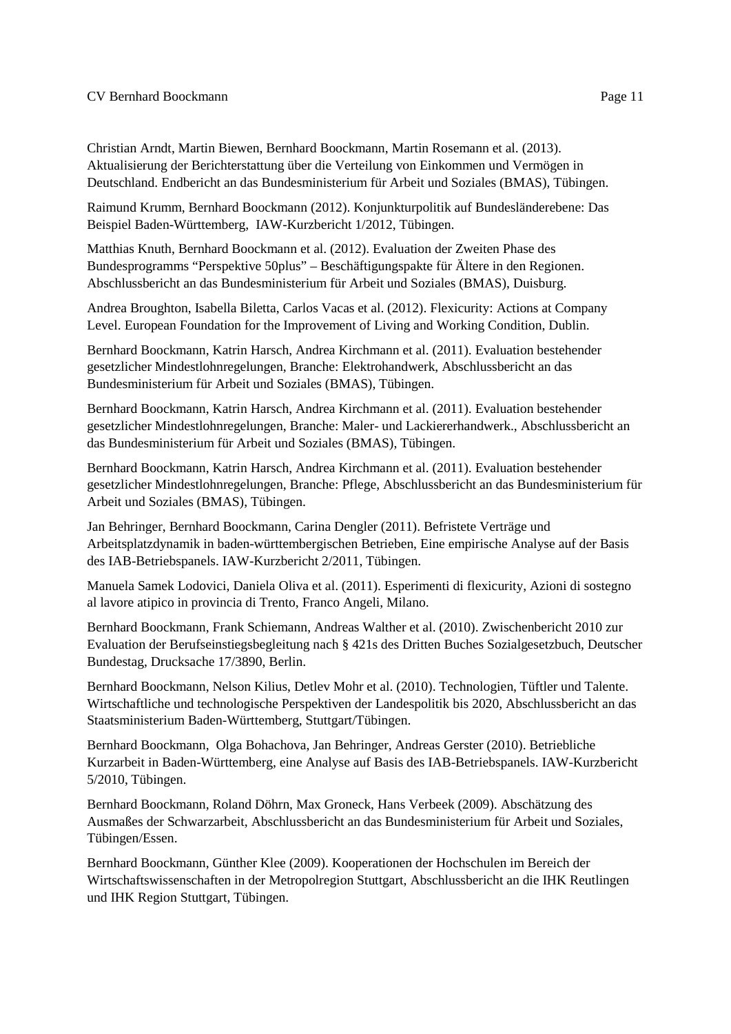Christian Arndt, Martin Biewen, Bernhard Boockmann, Martin Rosemann et al. (2013). Aktualisierung der Berichterstattung über die Verteilung von Einkommen und Vermögen in Deutschland. Endbericht an das Bundesministerium für Arbeit und Soziales (BMAS), Tübingen.

Raimund Krumm, Bernhard Boockmann (2012). Konjunkturpolitik auf Bundesländerebene: Das Beispiel Baden-Württemberg, IAW-Kurzbericht 1/2012, Tübingen.

Matthias Knuth, Bernhard Boockmann et al. (2012). Evaluation der Zweiten Phase des Bundesprogramms "Perspektive 50plus" – Beschäftigungspakte für Ältere in den Regionen. Abschlussbericht an das Bundesministerium für Arbeit und Soziales (BMAS), Duisburg.

Andrea Broughton, Isabella Biletta, Carlos Vacas et al. (2012). Flexicurity: Actions at Company Level. European Foundation for the Improvement of Living and Working Condition, Dublin.

Bernhard Boockmann, Katrin Harsch, Andrea Kirchmann et al. (2011). Evaluation bestehender gesetzlicher Mindestlohnregelungen, Branche: Elektrohandwerk, Abschlussbericht an das Bundesministerium für Arbeit und Soziales (BMAS), Tübingen.

Bernhard Boockmann, Katrin Harsch, Andrea Kirchmann et al. (2011). Evaluation bestehender gesetzlicher Mindestlohnregelungen, Branche: Maler- und Lackiererhandwerk., Abschlussbericht an das Bundesministerium für Arbeit und Soziales (BMAS), Tübingen.

Bernhard Boockmann, Katrin Harsch, Andrea Kirchmann et al. (2011). Evaluation bestehender gesetzlicher Mindestlohnregelungen, Branche: Pflege, Abschlussbericht an das Bundesministerium für Arbeit und Soziales (BMAS), Tübingen.

Jan Behringer, Bernhard Boockmann, Carina Dengler (2011). Befristete Verträge und Arbeitsplatzdynamik in baden-württembergischen Betrieben, Eine empirische Analyse auf der Basis des IAB-Betriebspanels. IAW-Kurzbericht 2/2011, Tübingen.

Manuela Samek Lodovici, Daniela Oliva et al. (2011). Esperimenti di flexicurity, Azioni di sostegno al lavore atipico in provincia di Trento, Franco Angeli, Milano.

Bernhard Boockmann, Frank Schiemann, Andreas Walther et al. (2010). Zwischenbericht 2010 zur Evaluation der Berufseinstiegsbegleitung nach § 421s des Dritten Buches Sozialgesetzbuch, Deutscher Bundestag, Drucksache 17/3890, Berlin.

Bernhard Boockmann, Nelson Kilius, Detlev Mohr et al. (2010). Technologien, Tüftler und Talente. Wirtschaftliche und technologische Perspektiven der Landespolitik bis 2020, Abschlussbericht an das Staatsministerium Baden-Württemberg, Stuttgart/Tübingen.

Bernhard Boockmann, Olga Bohachova, Jan Behringer, Andreas Gerster (2010). Betriebliche Kurzarbeit in Baden-Württemberg, eine Analyse auf Basis des IAB-Betriebspanels. IAW-Kurzbericht 5/2010, Tübingen.

Bernhard Boockmann, Roland Döhrn, Max Groneck, Hans Verbeek (2009). Abschätzung des Ausmaßes der Schwarzarbeit, Abschlussbericht an das Bundesministerium für Arbeit und Soziales, Tübingen/Essen.

Bernhard Boockmann, Günther Klee (2009). Kooperationen der Hochschulen im Bereich der Wirtschaftswissenschaften in der Metropolregion Stuttgart, Abschlussbericht an die IHK Reutlingen und IHK Region Stuttgart, Tübingen.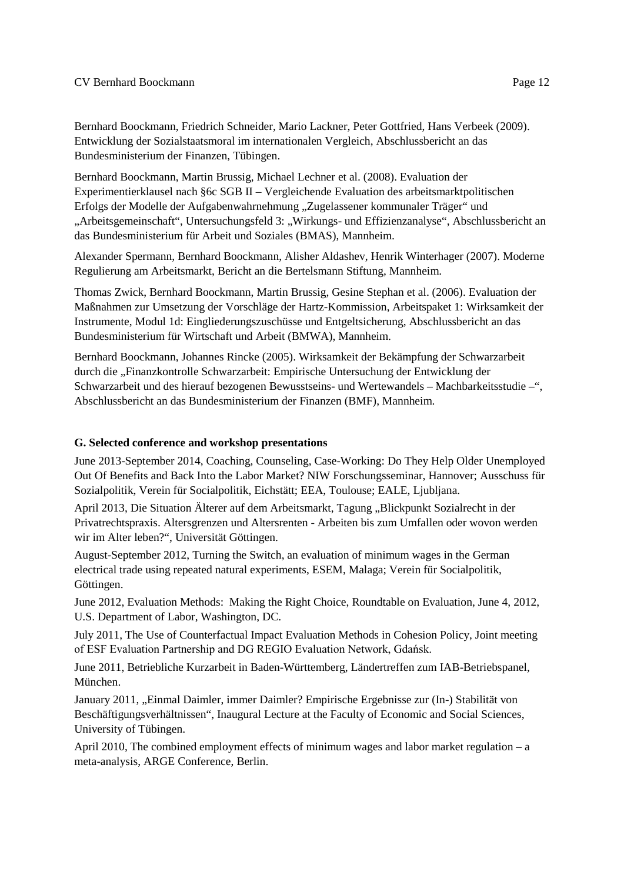Bernhard Boockmann, Friedrich Schneider, Mario Lackner, Peter Gottfried, Hans Verbeek (2009). Entwicklung der Sozialstaatsmoral im internationalen Vergleich, Abschlussbericht an das Bundesministerium der Finanzen, Tübingen.

Bernhard Boockmann, Martin Brussig, Michael Lechner et al. (2008). Evaluation der Experimentierklausel nach §6c SGB II – Vergleichende Evaluation des arbeitsmarktpolitischen Erfolgs der Modelle der Aufgabenwahrnehmung „Zugelassener kommunaler Träger“ und „Arbeitsgemeinschaft“, Untersuchungsfeld 3: „Wirkungs- und Effizienzanalyse“, Abschlussbericht an das Bundesministerium für Arbeit und Soziales (BMAS), Mannheim.

Alexander Spermann, Bernhard Boockmann, Alisher Aldashev, Henrik Winterhager (2007). Moderne Regulierung am Arbeitsmarkt, Bericht an die Bertelsmann Stiftung, Mannheim.

Thomas Zwick, Bernhard Boockmann, Martin Brussig, Gesine Stephan et al. (2006). Evaluation der Maßnahmen zur Umsetzung der Vorschläge der Hartz-Kommission, Arbeitspaket 1: Wirksamkeit der Instrumente, Modul 1d: Eingliederungszuschüsse und Entgeltsicherung, Abschlussbericht an das Bundesministerium für Wirtschaft und Arbeit (BMWA), Mannheim.

Bernhard Boockmann, Johannes Rincke (2005). Wirksamkeit der Bekämpfung der Schwarzarbeit durch die „Finanzkontrolle Schwarzarbeit: Empirische Untersuchung der Entwicklung der Schwarzarbeit und des hierauf bezogenen Bewusstseins- und Wertewandels – Machbarkeitsstudie –“, Abschlussbericht an das Bundesministerium der Finanzen (BMF), Mannheim.

### G. Selected conference and workshop presentations

June 2013-September 2014, Coaching, Counseling, Case-Working: Do They Help Older Unemployed Out Of Benefits and Back Into the Labor Market? NIW Forschungsseminar, Hannover; Ausschuss für Sozialpolitik, Verein für Socialpolitik, Eichstätt; EEA, Toulouse; EALE, Ljubljana.

April 2013, Die Situation Älterer auf dem Arbeitsmarkt, Tagung „Blickpunkt Sozialrecht in der Privatrechtspraxis. Altersgrenzen und Altersrenten - Arbeiten bis zum Umfallen oder wovon werden wir im Alter leben?“, Universität Göttingen.

August-September 2012, Turning the Switch, an evaluation of minimum wages in the German electrical trade using repeated natural experiments, ESEM, Malaga; Verein für Socialpolitik, Göttingen.

June 2012, Evaluation Methods: Making the Right Choice, Roundtable on Evaluation, June 4, 2012, U.S. Department of Labor, Washington, DC.

July 2011, The Use of Counterfactual Impact Evaluation Methods in Cohesion Policy, Joint meeting of ESF Evaluation Partnership and DG REGIO Evaluation Network, Gdańsk.

June 2011, Betriebliche Kurzarbeit in Baden-Württemberg, Ländertreffen zum IAB-Betriebspanel, München.

January 2011, „Einmal Daimler, immer Daimler? Empirische Ergebnisse zur (In-) Stabilität von Beschäftigungsverhältnissen“, Inaugural Lecture at the Faculty of Economic and Social Sciences, University of Tübingen.

April 2010, The combined employment effects of minimum wages and labor market regulation – a meta-analysis, ARGE Conference, Berlin.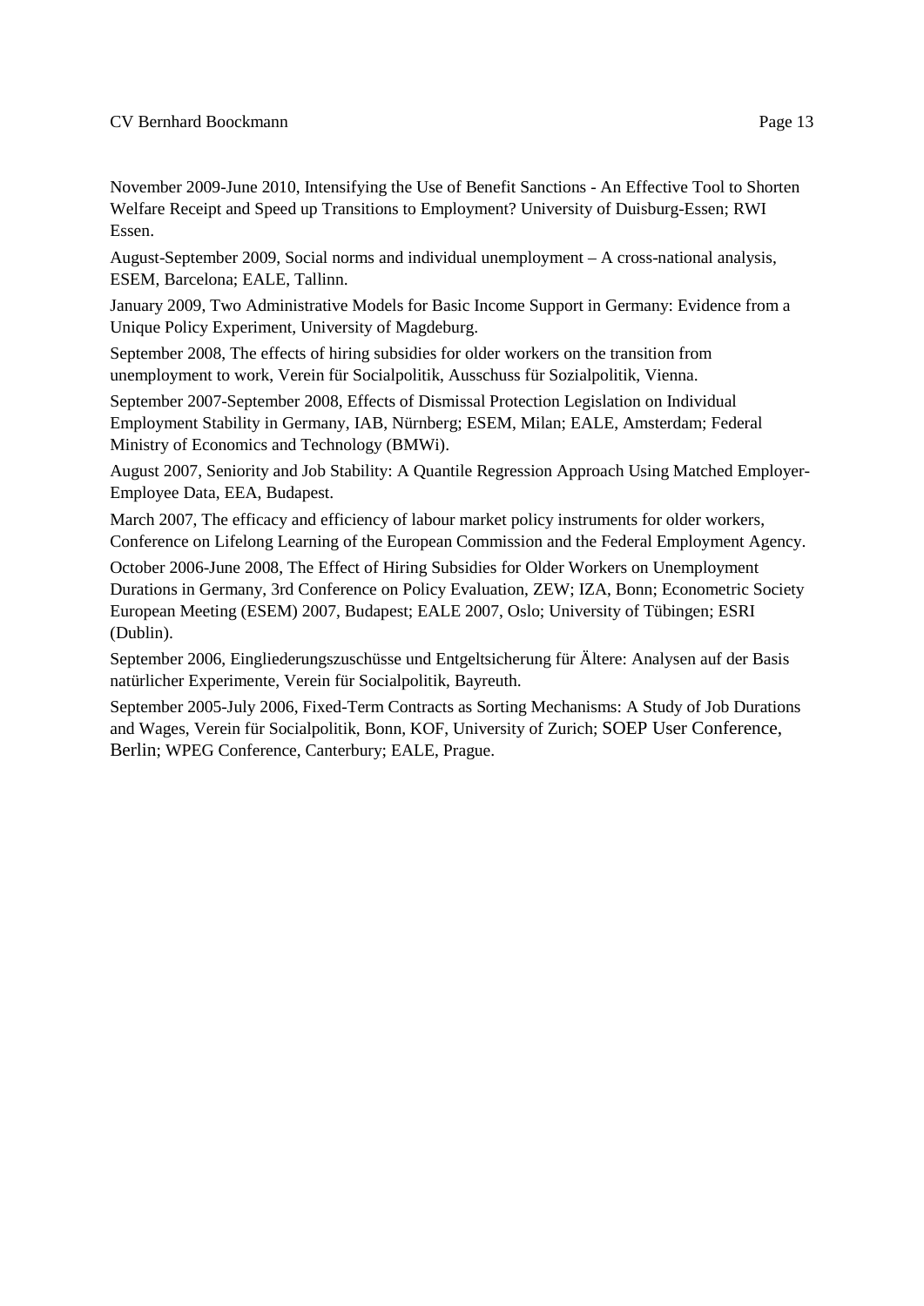November 2009-June 2010, Intensifying the Use of Benefit Sanctions - An Effective Tool to Shorten Welfare Receipt and Speed up Transitions to Employment? University of Duisburg-Essen; RWI Essen.

August-September 2009, Social norms and individual unemployment – A cross-national analysis, ESEM, Barcelona; EALE, Tallinn.

January 2009, Two Administrative Models for Basic Income Support in Germany: Evidence from a Unique Policy Experiment, University of Magdeburg.

September 2008, The effects of hiring subsidies for older workers on the transition from unemployment to work, Verein für Socialpolitik, Ausschuss für Sozialpolitik, Vienna.

September 2007-September 2008, Effects of Dismissal Protection Legislation on Individual Employment Stability in Germany, IAB, Nürnberg; ESEM, Milan; EALE, Amsterdam; Federal Ministry of Economics and Technology (BMWi).

August 2007, Seniority and Job Stability: A Quantile Regression Approach Using Matched Employer-Employee Data, EEA, Budapest.

March 2007, The efficacy and efficiency of labour market policy instruments for older workers, Conference on Lifelong Learning of the European Commission and the Federal Employment Agency.

October 2006-June 2008, The Effect of Hiring Subsidies for Older Workers on Unemployment Durations in Germany, 3rd Conference on Policy Evaluation, ZEW; IZA, Bonn; Econometric Society European Meeting (ESEM) 2007, Budapest; EALE 2007, Oslo; University of Tübingen; ESRI (Dublin).

September 2006, Eingliederungszuschüsse und Entgeltsicherung für Ältere: Analysen auf der Basis natürlicher Experimente, Verein für Socialpolitik, Bayreuth.

September 2005-July 2006, Fixed-Term Contracts as Sorting Mechanisms: A Study of Job Durations and Wages, Verein für Socialpolitik, Bonn, KOF, University of Zurich; SOEP User Conference, Berlin; WPEG Conference, Canterbury; EALE, Prague.